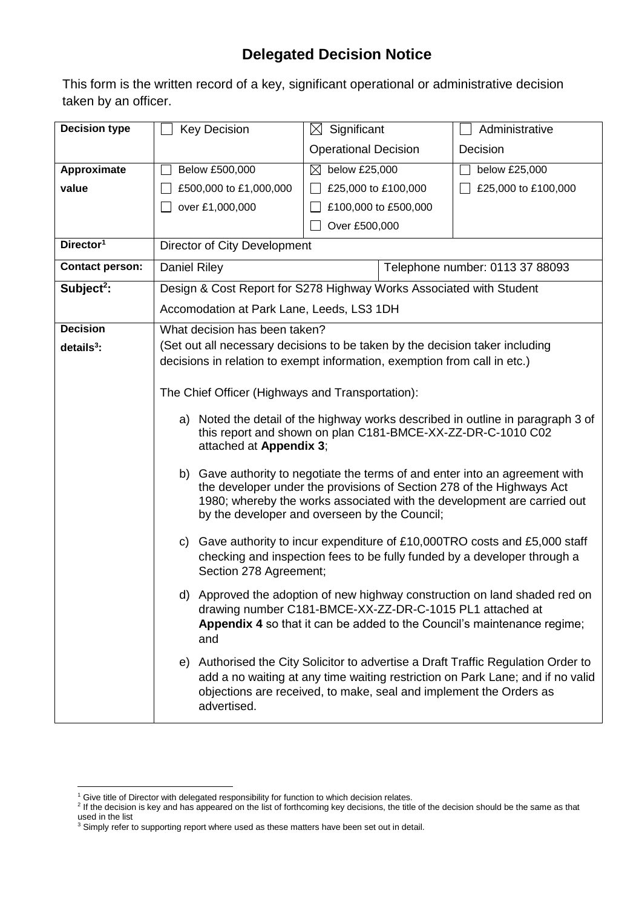# Delegated Decision Notice

This form is the written record of a key, significant operational or administrative decision taken by an officer.

| | | | | |
|---|---|---|---|---|
| **Decision type** | ☐ Key Decision | ☒ Significant Operational Decision | | ☐ Administrative Decision |
| **Approximate value** | ☐ Below £500,000<br>☐ £500,000 to £1,000,000<br>☐ over £1,000,000 | ☒ below £25,000<br>☐ £25,000 to £100,000<br>☐ £100,000 to £500,000<br>☐ Over £500,000 | | ☐ below £25,000<br>☐ £25,000 to £100,000 |
| **Director[1]** | Director of City Development | | | |
| **Contact person:** | Daniel Riley | | Telephone number: 0113 37 88093 | |
| **Subject[2]:** | Design & Cost Report for S278 Highway Works Associated with Student Accomodation at Park Lane, Leeds, LS3 1DH | | | |
| **Decision details[3]:** | What decision has been taken?<br>(Set out all necessary decisions to be taken by the decision taker including decisions in relation to exempt information, exemption from call in etc.)<br><br>The Chief Officer (Highways and Transportation):<br><br>a) Noted the detail of the highway works described in outline in paragraph 3 of this report and shown on plan C181-BMCE-XX-ZZ-DR-C-1010 C02 attached at **Appendix 3**;<br><br>b) Gave authority to negotiate the terms of and enter into an agreement with the developer under the provisions of Section 278 of the Highways Act 1980; whereby the works associated with the development are carried out by the developer and overseen by the Council;<br><br>c) Gave authority to incur expenditure of £10,000TRO costs and £5,000 staff checking and inspection fees to be fully funded by a developer through a Section 278 Agreement;<br><br>d) Approved the adoption of new highway construction on land shaded red on drawing number C181-BMCE-XX-ZZ-DR-C-1015 PL1 attached at **Appendix 4** so that it can be added to the Council's maintenance regime; and<br><br>e) Authorised the City Solicitor to advertise a Draft Traffic Regulation Order to add a no waiting at any time waiting restriction on Park Lane; and if no valid objections are received, to make, seal and implement the Orders as advertised. | | | |

[1] Give title of Director with delegated responsibility for function to which decision relates.
[2] If the decision is key and has appeared on the list of forthcoming key decisions, the title of the decision should be the same as that used in the list
[3] Simply refer to supporting report where used as these matters have been set out in detail.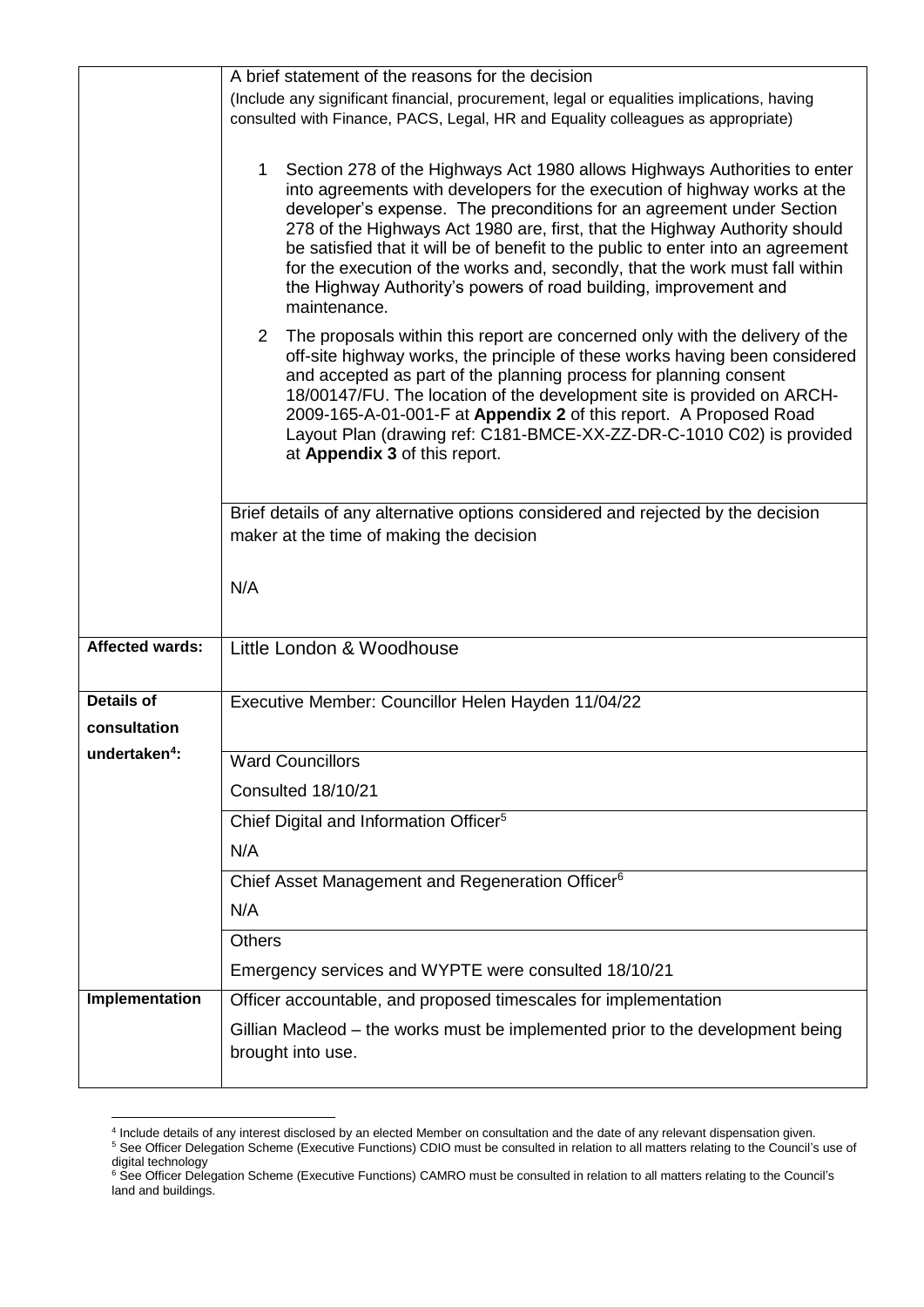| | |
|---|---|
| | A brief statement of the reasons for the decision<br>(Include any significant financial, procurement, legal or equalities implications, having consulted with Finance, PACS, Legal, HR and Equality colleagues as appropriate)<br><br>1 Section 278 of the Highways Act 1980 allows Highways Authorities to enter into agreements with developers for the execution of highway works at the developer's expense. The preconditions for an agreement under Section 278 of the Highways Act 1980 are, first, that the Highway Authority should be satisfied that it will be of benefit to the public to enter into an agreement for the execution of the works and, secondly, that the work must fall within the Highway Authority's powers of road building, improvement and maintenance.<br><br>2 The proposals within this report are concerned only with the delivery of the off-site highway works, the principle of these works having been considered and accepted as part of the planning process for planning consent 18/00147/FU. The location of the development site is provided on ARCH-2009-165-A-01-001-F at **Appendix 2** of this report. A Proposed Road Layout Plan (drawing ref: C181-BMCE-XX-ZZ-DR-C-1010 C02) is provided at **Appendix 3** of this report. |
| | Brief details of any alternative options considered and rejected by the decision maker at the time of making the decision<br><br>N/A |
| **Affected wards:** | Little London & Woodhouse |
| **Details of consultation undertaken[4]:** | Executive Member: Councillor Helen Hayden 11/04/22 |
| | Ward Councillors<br>Consulted 18/10/21 |
| | Chief Digital and Information Officer[5]<br>N/A |
| | Chief Asset Management and Regeneration Officer[6]<br>N/A |
| | Others<br>Emergency services and WYPTE were consulted 18/10/21 |
| **Implementation** | Officer accountable, and proposed timescales for implementation<br>Gillian Macleod – the works must be implemented prior to the development being brought into use. |

[4] Include details of any interest disclosed by an elected Member on consultation and the date of any relevant dispensation given.

[5] See Officer Delegation Scheme (Executive Functions) CDIO must be consulted in relation to all matters relating to the Council's use of digital technology

[6] See Officer Delegation Scheme (Executive Functions) CAMRO must be consulted in relation to all matters relating to the Council's land and buildings.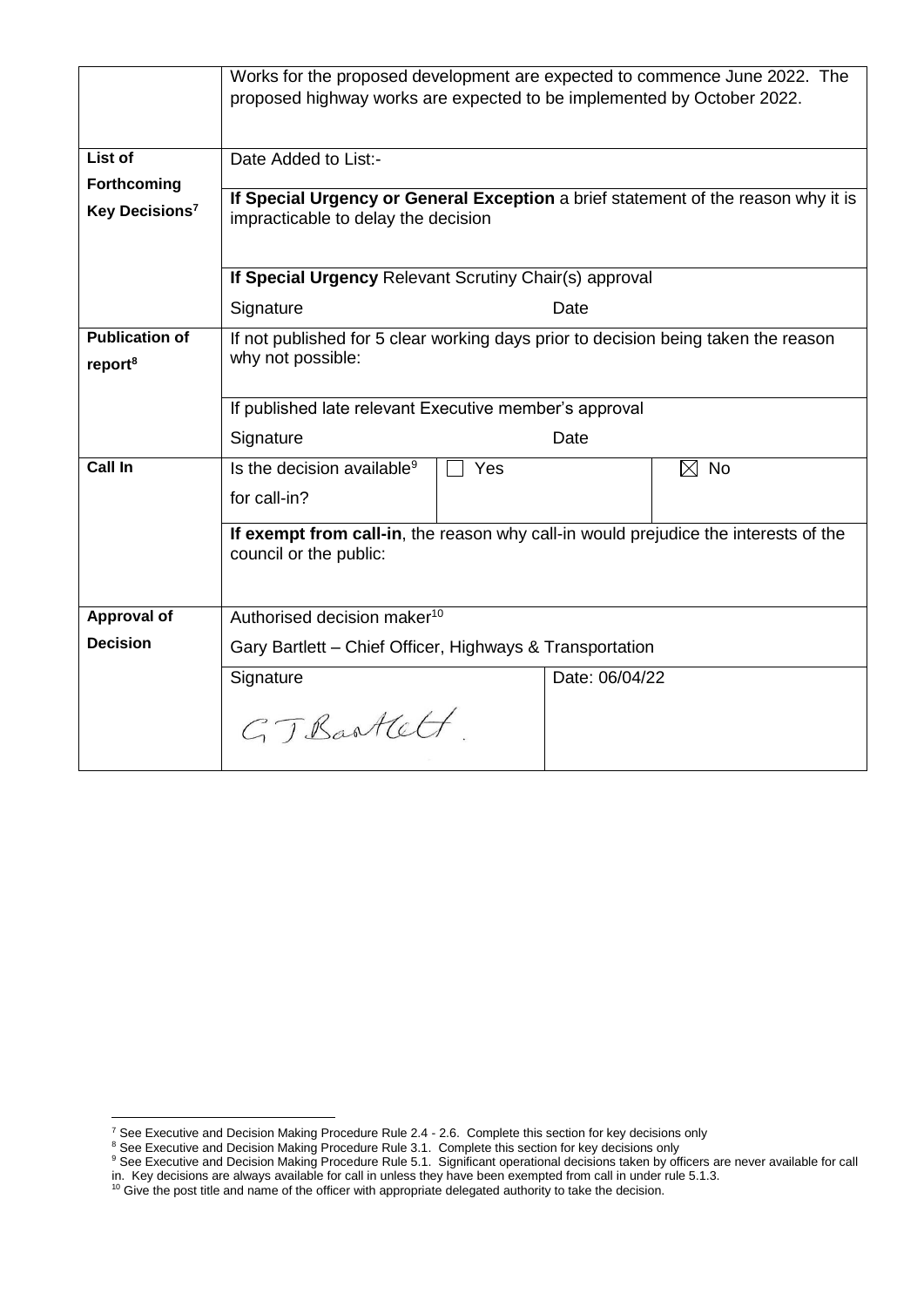| | | | |
|---|---|---|---|
| | Works for the proposed development are expected to commence June 2022. The proposed highway works are expected to be implemented by October 2022. | | |
| **List of Forthcoming Key Decisions**[7] | Date Added to List:- | | |
| | **If Special Urgency or General Exception** a brief statement of the reason why it is impracticable to delay the decision | | |
| | **If Special Urgency** Relevant Scrutiny Chair(s) approval | | |
| | Signature | Date | |
| **Publication of report**[8] | If not published for 5 clear working days prior to decision being taken the reason why not possible: | | |
| | If published late relevant Executive member's approval | | |
| | Signature | Date | |
| **Call In** | Is the decision available[9] for call-in? | ☐ Yes | ☒ No |
| | **If exempt from call-in**, the reason why call-in would prejudice the interests of the council or the public: | | |
| **Approval of Decision** | Authorised decision maker[10] | | |
| | Gary Bartlett – Chief Officer, Highways & Transportation | | |
| | Signature<br>G T Bartlett | Date: 06/04/22 | |

[7] See Executive and Decision Making Procedure Rule 2.4 - 2.6. Complete this section for key decisions only

[8] See Executive and Decision Making Procedure Rule 3.1. Complete this section for key decisions only

[9] See Executive and Decision Making Procedure Rule 5.1. Significant operational decisions taken by officers are never available for call in. Key decisions are always available for call in unless they have been exempted from call in under rule 5.1.3.

[10] Give the post title and name of the officer with appropriate delegated authority to take the decision.